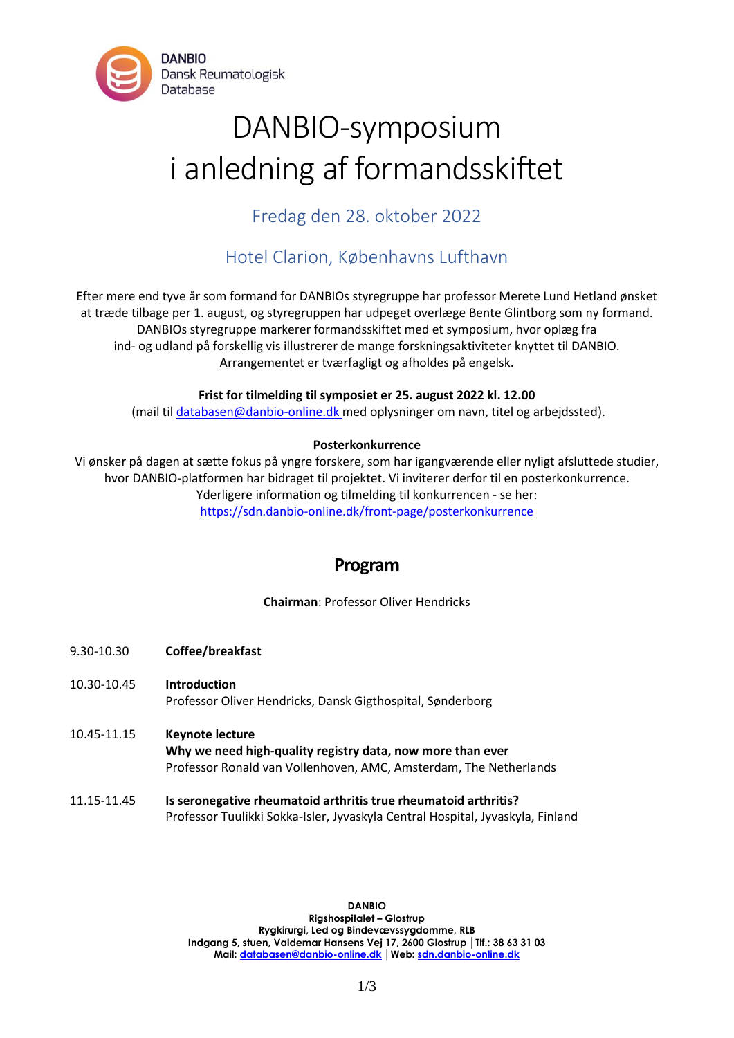DANBIO
Dansk Reumatologisk Database

# DANBIO-symposium i anledning af formandsskiftet

## Fredag den 28. oktober 2022

## Hotel Clarion, Københavns Lufthavn

Efter mere end tyve år som formand for DANBIOs styregruppe har professor Merete Lund Hetland ønsket at træde tilbage per 1. august, og styregruppen har udpeget overlæge Bente Glintborg som ny formand. DANBIOs styregruppe markerer formandsskiftet med et symposium, hvor oplæg fra ind- og udland på forskellig vis illustrerer de mange forskningsaktiviteter knyttet til DANBIO. Arrangementet er tværfagligt og afholdes på engelsk.

**Frist for tilmelding til symposiet er 25. august 2022 kl. 12.00**
(mail til databasen@danbio-online.dk med oplysninger om navn, titel og arbejdssted).

**Posterkonkurrence**
Vi ønsker på dagen at sætte fokus på yngre forskere, som har igangværende eller nyligt afsluttede studier, hvor DANBIO-platformen har bidraget til projektet. Vi inviterer derfor til en posterkonkurrence. Yderligere information og tilmelding til konkurrencen - se her:
https://sdn.danbio-online.dk/front-page/posterkonkurrence

## Program

**Chairman**: Professor Oliver Hendricks

9.30-10.30 **Coffee/breakfast**

10.30-10.45 **Introduction**
Professor Oliver Hendricks, Dansk Gigthospital, Sønderborg

10.45-11.15 **Keynote lecture**
**Why we need high-quality registry data, now more than ever**
Professor Ronald van Vollenhoven, AMC, Amsterdam, The Netherlands

11.15-11.45 **Is seronegative rheumatoid arthritis true rheumatoid arthritis?**
Professor Tuulikki Sokka-Isler, Jyvaskyla Central Hospital, Jyvaskyla, Finland

**DANBIO**
**Rigshospitalet – Glostrup**
**Rygkirurgi, Led og Bindevævssygdomme, RLB**
**Indgang 5, stuen, Valdemar Hansens Vej 17, 2600 Glostrup │Tlf.: 38 63 31 03**
**Mail: databasen@danbio-online.dk │Web: sdn.danbio-online.dk**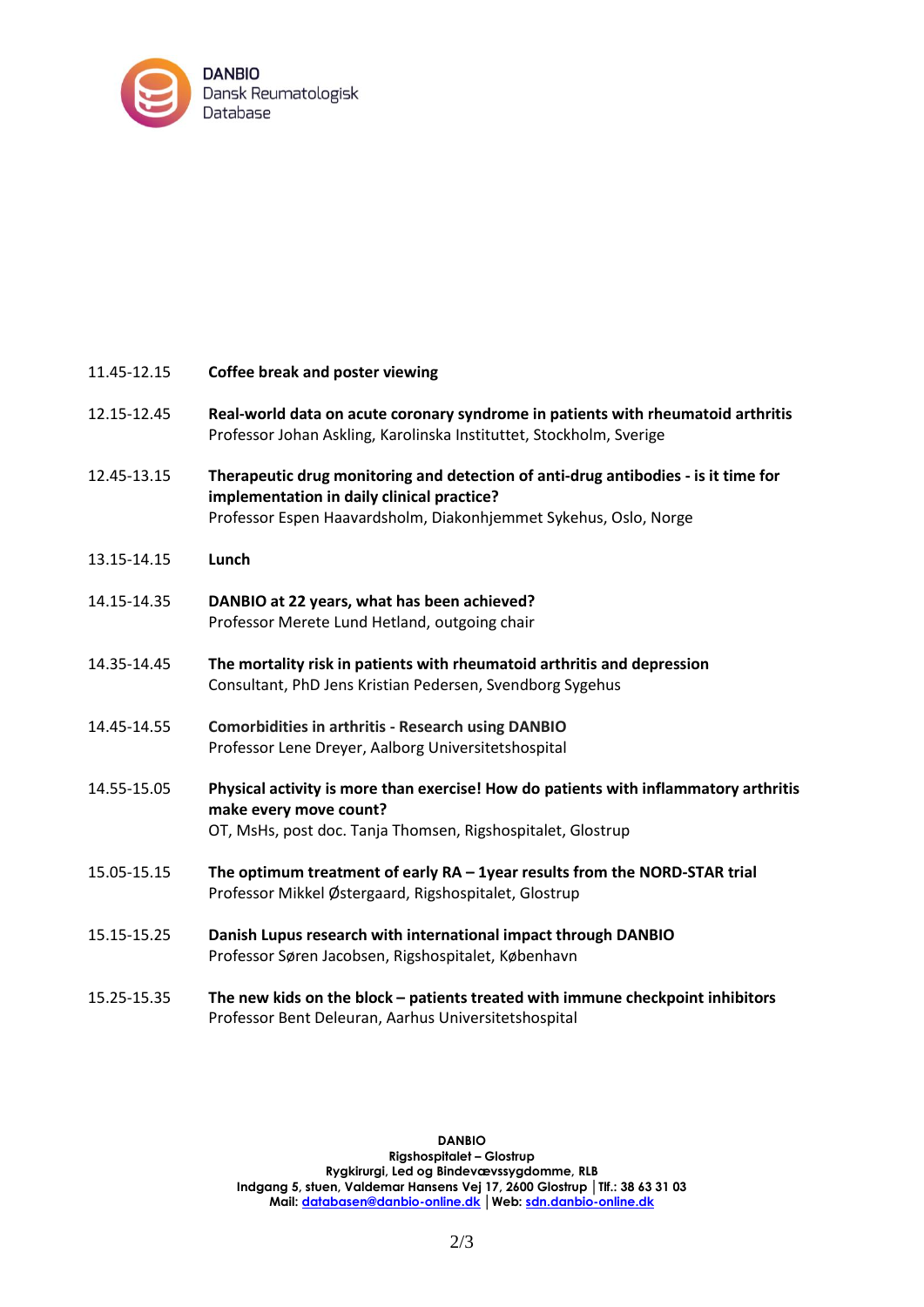| | |
|---|---|
| 11.45-12.15 | **Coffee break and poster viewing** |
| 12.15-12.45 | **Real-world data on acute coronary syndrome in patients with rheumatoid arthritis**<br>Professor Johan Askling, Karolinska Instituttet, Stockholm, Sverige |
| 12.45-13.15 | **Therapeutic drug monitoring and detection of anti-drug antibodies - is it time for implementation in daily clinical practice?**<br>Professor Espen Haavardsholm, Diakonhjemmet Sykehus, Oslo, Norge |
| 13.15-14.15 | **Lunch** |
| 14.15-14.35 | **DANBIO at 22 years, what has been achieved?**<br>Professor Merete Lund Hetland, outgoing chair |
| 14.35-14.45 | **The mortality risk in patients with rheumatoid arthritis and depression**<br>Consultant, PhD Jens Kristian Pedersen, Svendborg Sygehus |
| 14.45-14.55 | **Comorbidities in arthritis - Research using DANBIO**<br>Professor Lene Dreyer, Aalborg Universitetshospital |
| 14.55-15.05 | **Physical activity is more than exercise! How do patients with inflammatory arthritis make every move count?**<br>OT, MsHs, post doc. Tanja Thomsen, Rigshospitalet, Glostrup |
| 15.05-15.15 | **The optimum treatment of early RA – 1year results from the NORD-STAR trial**<br>Professor Mikkel Østergaard, Rigshospitalet, Glostrup |
| 15.15-15.25 | **Danish Lupus research with international impact through DANBIO**<br>Professor Søren Jacobsen, Rigshospitalet, København |
| 15.25-15.35 | **The new kids on the block – patients treated with immune checkpoint inhibitors**<br>Professor Bent Deleuran, Aarhus Universitetshospital |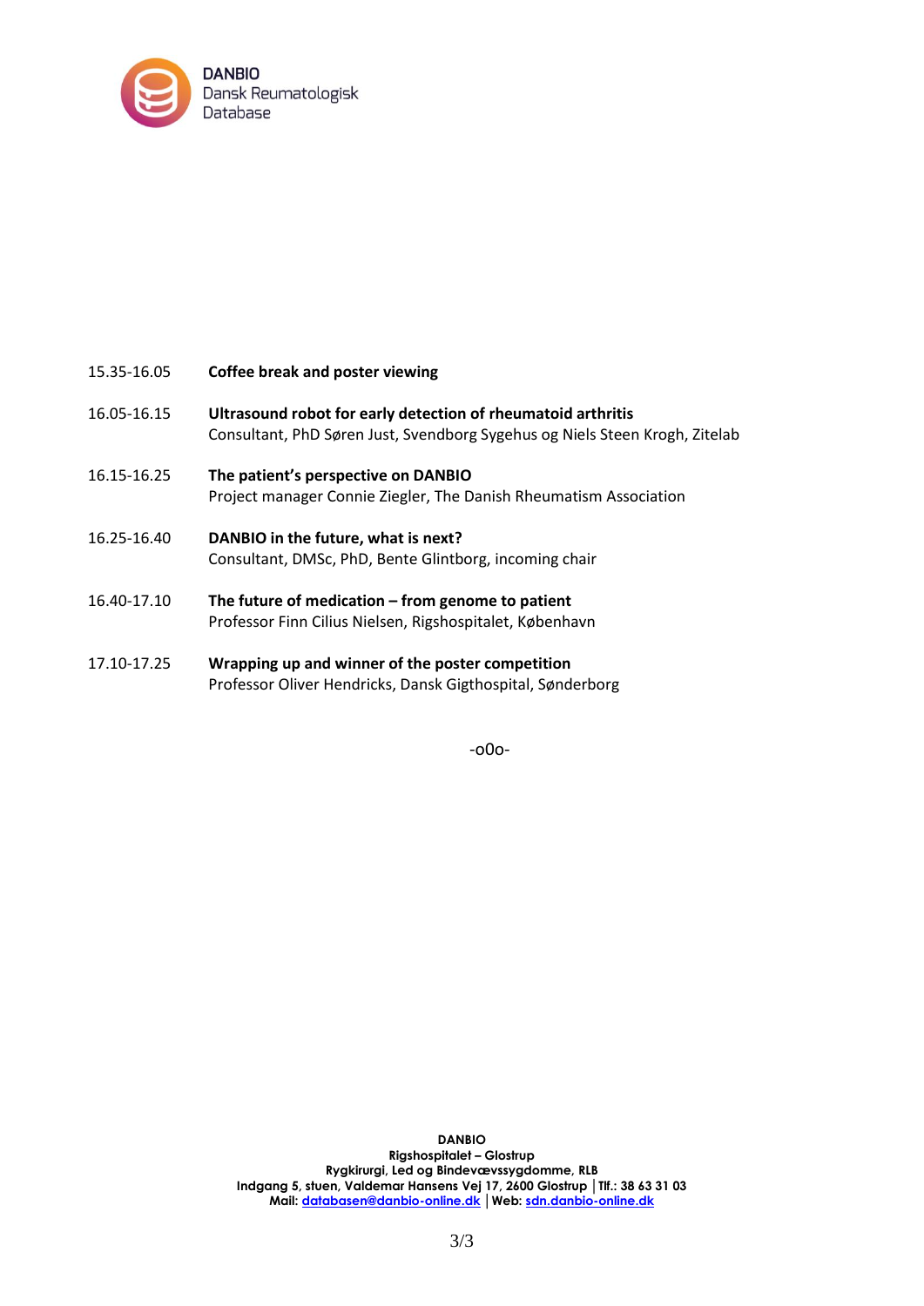DANBIO
Dansk Reumatologisk
Database

15.35-16.05 **Coffee break and poster viewing**

16.05-16.15 **Ultrasound robot for early detection of rheumatoid arthritis**
Consultant, PhD Søren Just, Svendborg Sygehus og Niels Steen Krogh, Zitelab

16.15-16.25 **The patient's perspective on DANBIO**
Project manager Connie Ziegler, The Danish Rheumatism Association

16.25-16.40 **DANBIO in the future, what is next?**
Consultant, DMSc, PhD, Bente Glintborg, incoming chair

16.40-17.10 **The future of medication – from genome to patient**
Professor Finn Cilius Nielsen, Rigshospitalet, København

17.10-17.25 **Wrapping up and winner of the poster competition**
Professor Oliver Hendricks, Dansk Gigthospital, Sønderborg

-o0o-

**DANBIO**
**Rigshospitalet – Glostrup**
**Rygkirurgi, Led og Bindevævssygdomme, RLB**
**Indgang 5, stuen, Valdemar Hansens Vej 17, 2600 Glostrup │Tlf.: 38 63 31 03**
**Mail: databasen@danbio-online.dk │Web: sdn.danbio-online.dk**